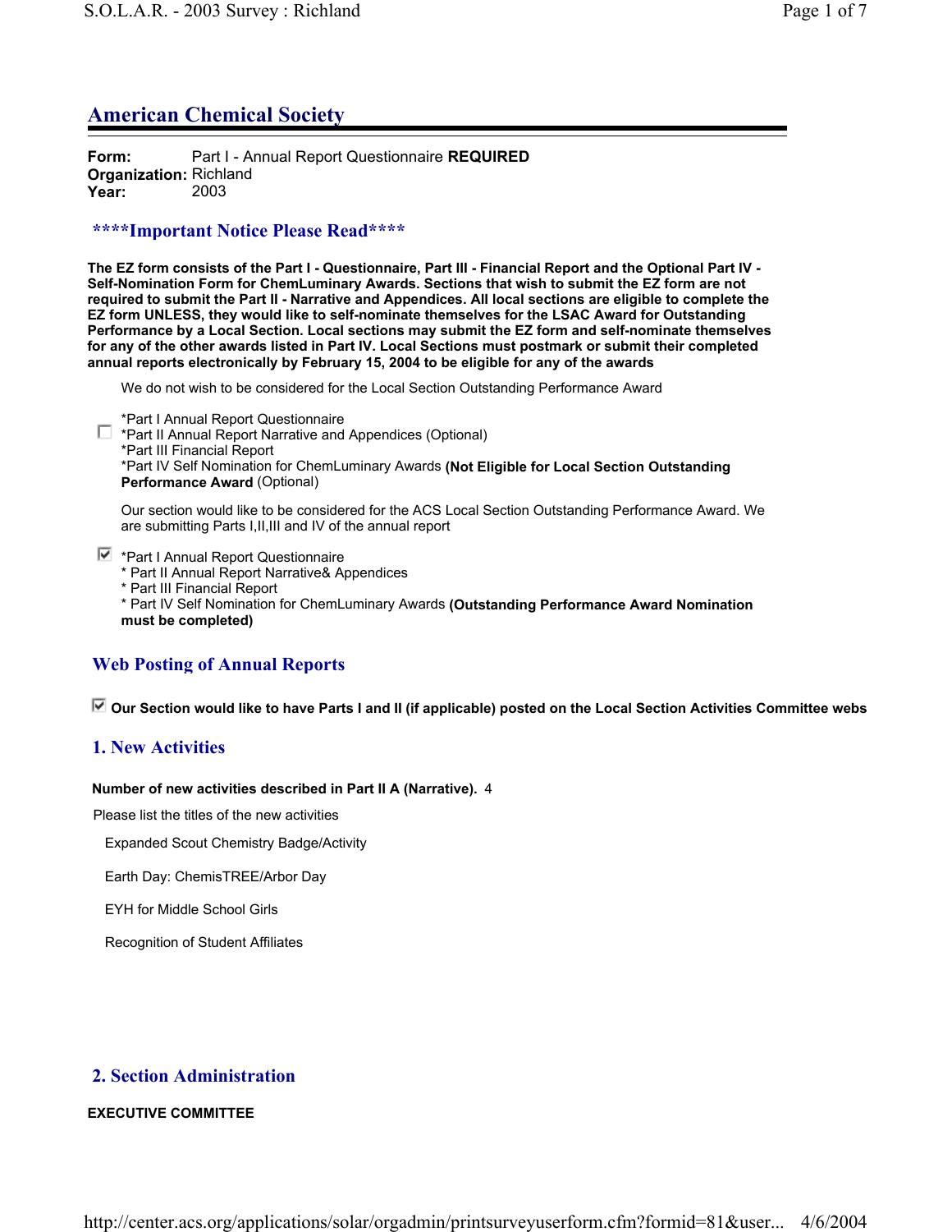## American Chemical Society

**Form:** Part I - Annual Report Questionnaire **REQUIRED**
**Organization:** Richland
**Year:** 2003

### ****Important Notice Please Read****

**The EZ form consists of the Part I - Questionnaire, Part III - Financial Report and the Optional Part IV - Self-Nomination Form for ChemLuminary Awards. Sections that wish to submit the EZ form are not required to submit the Part II - Narrative and Appendices. All local sections are eligible to complete the EZ form UNLESS, they would like to self-nominate themselves for the LSAC Award for Outstanding Performance by a Local Section. Local sections may submit the EZ form and self-nominate themselves for any of the other awards listed in Part IV. Local Sections must postmark or submit their completed annual reports electronically by February 15, 2004 to be eligible for any of the awards**

We do not wish to be considered for the Local Section Outstanding Performance Award

☐ *Part I Annual Report Questionnaire
*Part II Annual Report Narrative and Appendices (Optional)
*Part III Financial Report
*Part IV Self Nomination for ChemLuminary Awards **(Not Eligible for Local Section Outstanding Performance Award** (Optional)

Our section would like to be considered for the ACS Local Section Outstanding Performance Award. We are submitting Parts I,II,III and IV of the annual report

☑ *Part I Annual Report Questionnaire
* Part II Annual Report Narrative& Appendices
* Part III Financial Report
* Part IV Self Nomination for ChemLuminary Awards **(Outstanding Performance Award Nomination must be completed)**

### Web Posting of Annual Reports

☑ **Our Section would like to have Parts I and II (if applicable) posted on the Local Section Activities Committee webs**

### 1. New Activities

**Number of new activities described in Part II A (Narrative).** 4

Please list the titles of the new activities

Expanded Scout Chemistry Badge/Activity

Earth Day: ChemisTREE/Arbor Day

EYH for Middle School Girls

Recognition of Student Affiliates

### 2. Section Administration

**EXECUTIVE COMMITTEE**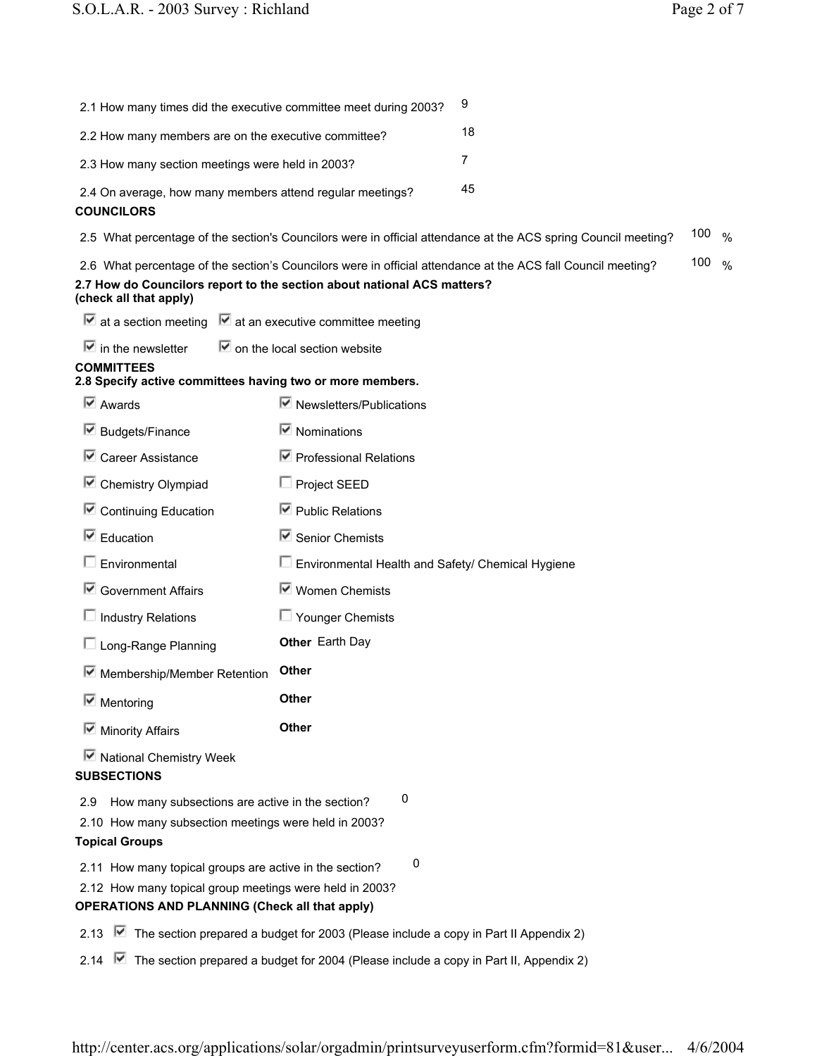2.1 How many times did the executive committee meet during 2003? 9

2.2 How many members are on the executive committee? 18

2.3 How many section meetings were held in 2003? 7

2.4 On average, how many members attend regular meetings? 45

**COUNCILORS**

2.5 What percentage of the section's Councilors were in official attendance at the ACS spring Council meeting? 100 %

2.6 What percentage of the section's Councilors were in official attendance at the ACS fall Council meeting? 100 %

**2.7 How do Councilors report to the section about national ACS matters? (check all that apply)**

- [x] at a section meeting
- [x] at an executive committee meeting
- [x] in the newsletter
- [x] on the local section website

**COMMITTEES**

**2.8 Specify active committees having two or more members.**

- [x] Awards
- [x] Budgets/Finance
- [x] Career Assistance
- [x] Chemistry Olympiad
- [x] Continuing Education
- [x] Education
- [ ] Environmental
- [x] Government Affairs
- [ ] Industry Relations
- [ ] Long-Range Planning
- [x] Membership/Member Retention
- [x] Mentoring
- [x] Minority Affairs
- [x] National Chemistry Week
- [x] Newsletters/Publications
- [x] Nominations
- [x] Professional Relations
- [ ] Project SEED
- [x] Public Relations
- [x] Senior Chemists
- [ ] Environmental Health and Safety/ Chemical Hygiene
- [x] Women Chemists
- [ ] Younger Chemists

**Other** Earth Day

**Other**

**Other**

**Other**

**SUBSECTIONS**

2.9 How many subsections are active in the section? 0

2.10 How many subsection meetings were held in 2003?

**Topical Groups**

2.11 How many topical groups are active in the section? 0

2.12 How many topical group meetings were held in 2003?

**OPERATIONS AND PLANNING (Check all that apply)**

2.13 [x] The section prepared a budget for 2003 (Please include a copy in Part II Appendix 2)

2.14 [x] The section prepared a budget for 2004 (Please include a copy in Part II, Appendix 2)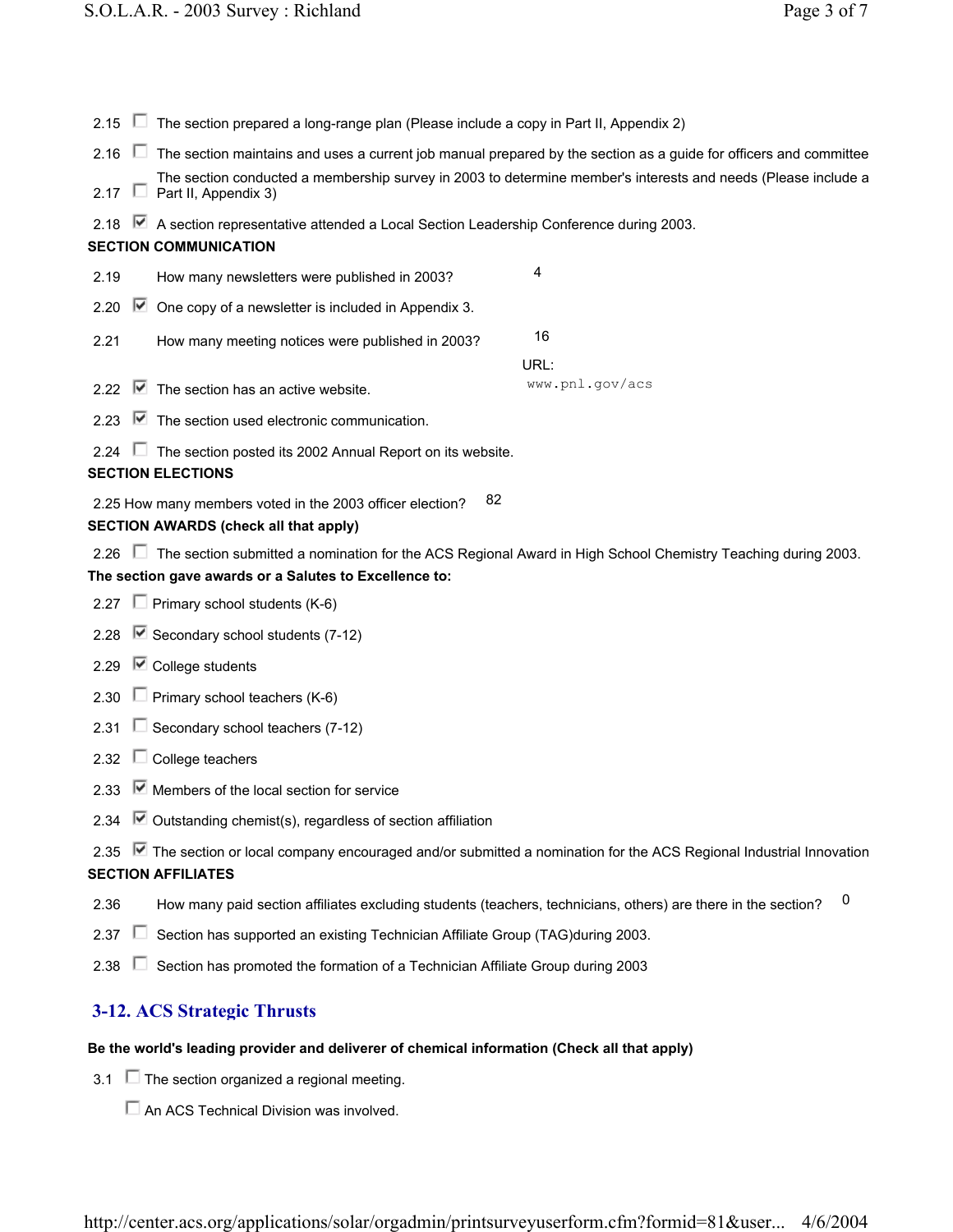2.15 ☐ The section prepared a long-range plan (Please include a copy in Part II, Appendix 2)

2.16 ☐ The section maintains and uses a current job manual prepared by the section as a guide for officers and committee

2.17 ☐ The section conducted a membership survey in 2003 to determine member's interests and needs (Please include a Part II, Appendix 3)

2.18 ☑ A section representative attended a Local Section Leadership Conference during 2003.

**SECTION COMMUNICATION**

2.19 How many newsletters were published in 2003? 4

2.20 ☑ One copy of a newsletter is included in Appendix 3.

2.21 How many meeting notices were published in 2003? 16

2.22 ☑ The section has an active website. URL: www.pnl.gov/acs

2.23 ☑ The section used electronic communication.

2.24 ☐ The section posted its 2002 Annual Report on its website.

**SECTION ELECTIONS**

2.25 How many members voted in the 2003 officer election? 82

**SECTION AWARDS (check all that apply)**

2.26 ☐ The section submitted a nomination for the ACS Regional Award in High School Chemistry Teaching during 2003.

**The section gave awards or a Salutes to Excellence to:**

2.27 ☐ Primary school students (K-6)

2.28 ☑ Secondary school students (7-12)

2.29 ☑ College students

2.30 ☐ Primary school teachers (K-6)

2.31 ☐ Secondary school teachers (7-12)

2.32 ☐ College teachers

2.33 ☑ Members of the local section for service

2.34 ☑ Outstanding chemist(s), regardless of section affiliation

2.35 ☑ The section or local company encouraged and/or submitted a nomination for the ACS Regional Industrial Innovation

**SECTION AFFILIATES**

2.36 How many paid section affiliates excluding students (teachers, technicians, others) are there in the section? 0

2.37 ☐ Section has supported an existing Technician Affiliate Group (TAG)during 2003.

2.38 ☐ Section has promoted the formation of a Technician Affiliate Group during 2003

## 3-12. ACS Strategic Thrusts

**Be the world's leading provider and deliverer of chemical information (Check all that apply)**

3.1 ☐ The section organized a regional meeting.

☐ An ACS Technical Division was involved.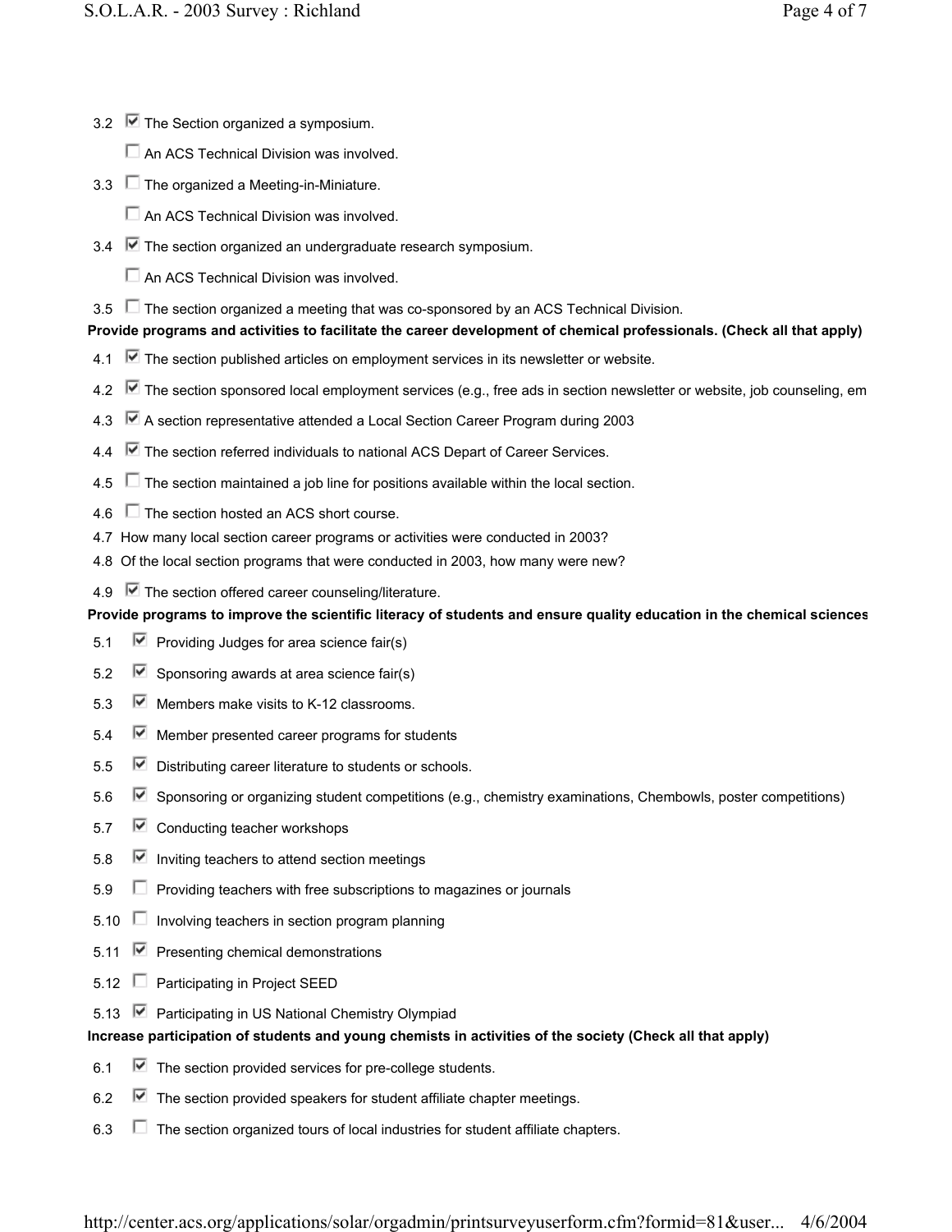3.2 ☑ The Section organized a symposium.

☐ An ACS Technical Division was involved.

3.3 ☐ The organized a Meeting-in-Miniature.

☐ An ACS Technical Division was involved.

3.4 ☑ The section organized an undergraduate research symposium.

☐ An ACS Technical Division was involved.

3.5 ☐ The section organized a meeting that was co-sponsored by an ACS Technical Division.

**Provide programs and activities to facilitate the career development of chemical professionals. (Check all that apply)**

4.1 ☑ The section published articles on employment services in its newsletter or website.

4.2 ☑ The section sponsored local employment services (e.g., free ads in section newsletter or website, job counseling, em

4.3 ☑ A section representative attended a Local Section Career Program during 2003

4.4 ☑ The section referred individuals to national ACS Depart of Career Services.

4.5 ☐ The section maintained a job line for positions available within the local section.

4.6 ☐ The section hosted an ACS short course.

4.7 How many local section career programs or activities were conducted in 2003?

4.8 Of the local section programs that were conducted in 2003, how many were new?

4.9 ☑ The section offered career counseling/literature.

**Provide programs to improve the scientific literacy of students and ensure quality education in the chemical sciences**

5.1 ☑ Providing Judges for area science fair(s)

5.2 ☑ Sponsoring awards at area science fair(s)

5.3 ☑ Members make visits to K-12 classrooms.

5.4 ☑ Member presented career programs for students

5.5 ☑ Distributing career literature to students or schools.

5.6 ☑ Sponsoring or organizing student competitions (e.g., chemistry examinations, Chembowls, poster competitions)

5.7 ☑ Conducting teacher workshops

5.8 ☑ Inviting teachers to attend section meetings

5.9 ☐ Providing teachers with free subscriptions to magazines or journals

5.10 ☐ Involving teachers in section program planning

5.11 ☑ Presenting chemical demonstrations

5.12 ☐ Participating in Project SEED

5.13 ☑ Participating in US National Chemistry Olympiad

**Increase participation of students and young chemists in activities of the society (Check all that apply)**

6.1 ☑ The section provided services for pre-college students.

6.2 ☑ The section provided speakers for student affiliate chapter meetings.

6.3 ☐ The section organized tours of local industries for student affiliate chapters.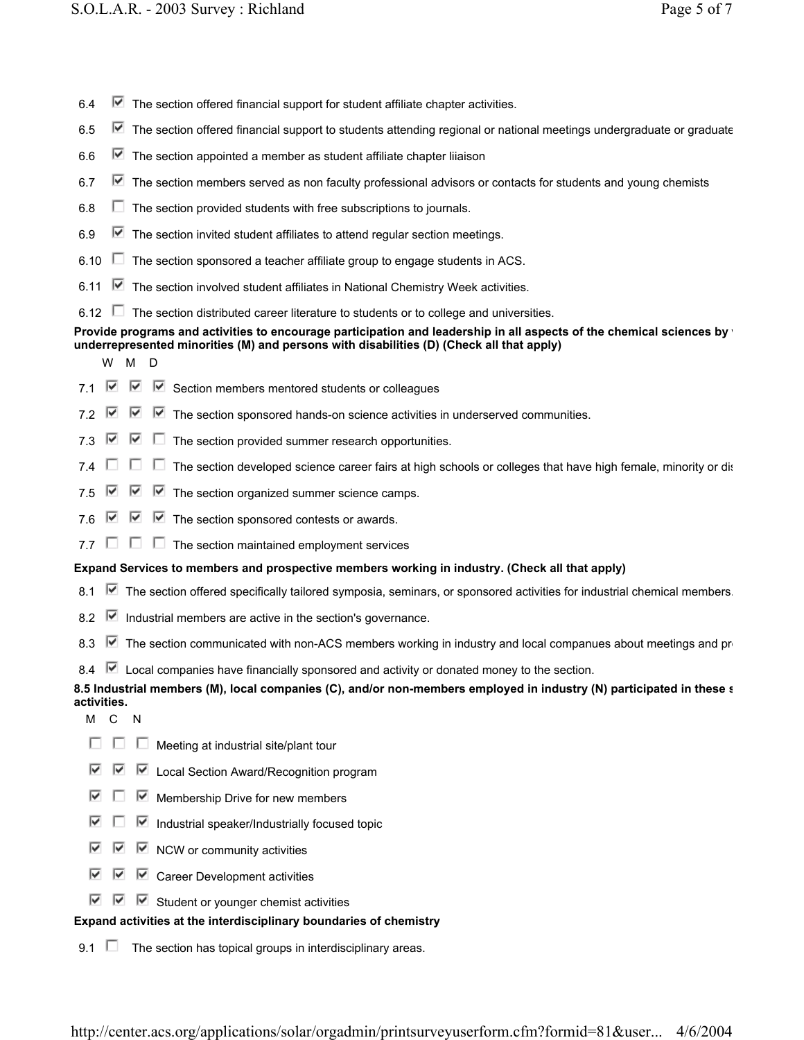- 6.4 ☑ The section offered financial support for student affiliate chapter activities.
- 6.5 ☑ The section offered financial support to students attending regional or national meetings undergraduate or graduate
- 6.6 ☑ The section appointed a member as student affiliate chapter liiaison
- 6.7 ☑ The section members served as non faculty professional advisors or contacts for students and young chemists
- 6.8 ☐ The section provided students with free subscriptions to journals.
- 6.9 ☑ The section invited student affiliates to attend regular section meetings.
- 6.10 ☐ The section sponsored a teacher affiliate group to engage students in ACS.
- 6.11 ☑ The section involved student affiliates in National Chemistry Week activities.
- 6.12 ☐ The section distributed career literature to students or to college and universities.

**Provide programs and activities to encourage participation and leadership in all aspects of the chemical sciences by underrepresented minorities (M) and persons with disabilities (D) (Check all that apply)**

| | W | M | D | |
|---|---|---|---|---|
| 7.1 | ☑ | ☑ | ☑ | Section members mentored students or colleagues |
| 7.2 | ☑ | ☑ | ☑ | The section sponsored hands-on science activities in underserved communities. |
| 7.3 | ☑ | ☑ | ☐ | The section provided summer research opportunities. |
| 7.4 | ☐ | ☐ | ☐ | The section developed science career fairs at high schools or colleges that have high female, minority or dis |
| 7.5 | ☑ | ☑ | ☑ | The section organized summer science camps. |
| 7.6 | ☑ | ☑ | ☑ | The section sponsored contests or awards. |
| 7.7 | ☐ | ☐ | ☐ | The section maintained employment services |

**Expand Services to members and prospective members working in industry. (Check all that apply)**

- 8.1 ☑ The section offered specifically tailored symposia, seminars, or sponsored activities for industrial chemical members.
- 8.2 ☑ Industrial members are active in the section's governance.
- 8.3 ☑ The section communicated with non-ACS members working in industry and local companues about meetings and pr
- 8.4 ☑ Local companies have financially sponsored and activity or donated money to the section.

**8.5 Industrial members (M), local companies (C), and/or non-members employed in industry (N) participated in these activities.**

| M | C | N | |
|---|---|---|---|
| ☐ | ☐ | ☐ | Meeting at industrial site/plant tour |
| ☑ | ☑ | ☑ | Local Section Award/Recognition program |
| ☑ | ☐ | ☑ | Membership Drive for new members |
| ☑ | ☐ | ☑ | Industrial speaker/Industrially focused topic |
| ☑ | ☑ | ☑ | NCW or community activities |
| ☑ | ☑ | ☑ | Career Development activities |
| ☑ | ☑ | ☑ | Student or younger chemist activities |

**Expand activities at the interdisciplinary boundaries of chemistry**

- 9.1 ☐ The section has topical groups in interdisciplinary areas.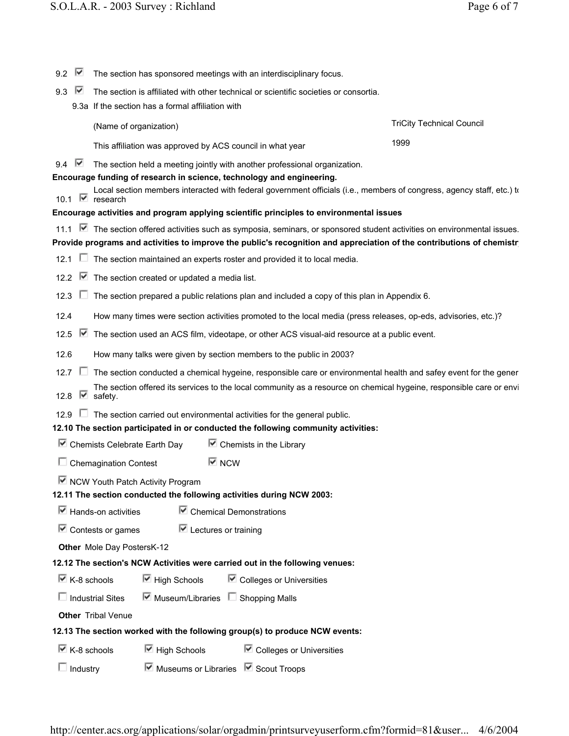9.2 ☑ The section has sponsored meetings with an interdisciplinary focus.

9.3 ☑ The section is affiliated with other technical or scientific societies or consortia.

9.3a If the section has a formal affiliation with

| | |
|---|---|
| (Name of organization) | TriCity Technical Council |
| This affiliation was approved by ACS council in what year | 1999 |

9.4 ☑ The section held a meeting jointly with another professional organization.

**Encourage funding of research in science, technology and engineering.**

10.1 ☑ Local section members interacted with federal government officials (i.e., members of congress, agency staff, etc.) to research

**Encourage activities and program applying scientific principles to environmental issues**

11.1 ☑ The section offered activities such as symposia, seminars, or sponsored student activities on environmental issues.

**Provide programs and activities to improve the public's recognition and appreciation of the contributions of chemistr**

12.1 ☐ The section maintained an experts roster and provided it to local media.

12.2 ☑ The section created or updated a media list.

12.3 ☐ The section prepared a public relations plan and included a copy of this plan in Appendix 6.

12.4 How many times were section activities promoted to the local media (press releases, op-eds, advisories, etc.)?

12.5 ☑ The section used an ACS film, videotape, or other ACS visual-aid resource at a public event.

12.6 How many talks were given by section members to the public in 2003?

12.7 ☐ The section conducted a chemical hygeine, responsible care or environmental health and safey event for the gener

12.8 ☑ The section offered its services to the local community as a resource on chemical hygeine, responsible care or envi safety.

12.9 ☐ The section carried out environmental activities for the general public.

**12.10 The section participated in or conducted the following community activities:**

- ☑ Chemists Celebrate Earth Day
- ☑ Chemists in the Library
- ☐ Chemagination Contest
- ☑ NCW
- ☑ NCW Youth Patch Activity Program

**12.11 The section conducted the following activities during NCW 2003:**

- ☑ Hands-on activities
- ☑ Chemical Demonstrations
- ☑ Contests or games
- ☑ Lectures or training

**Other** Mole Day PostersK-12

**12.12 The section's NCW Activities were carried out in the following venues:**

- ☑ K-8 schools
- ☑ High Schools
- ☑ Colleges or Universities
- ☐ Industrial Sites
- ☑ Museum/Libraries
- ☐ Shopping Malls

**Other** Tribal Venue

**12.13 The section worked with the following group(s) to produce NCW events:**

- ☑ K-8 schools
- ☑ High Schools
- ☑ Colleges or Universities
- ☐ Industry
- ☑ Museums or Libraries
- ☑ Scout Troops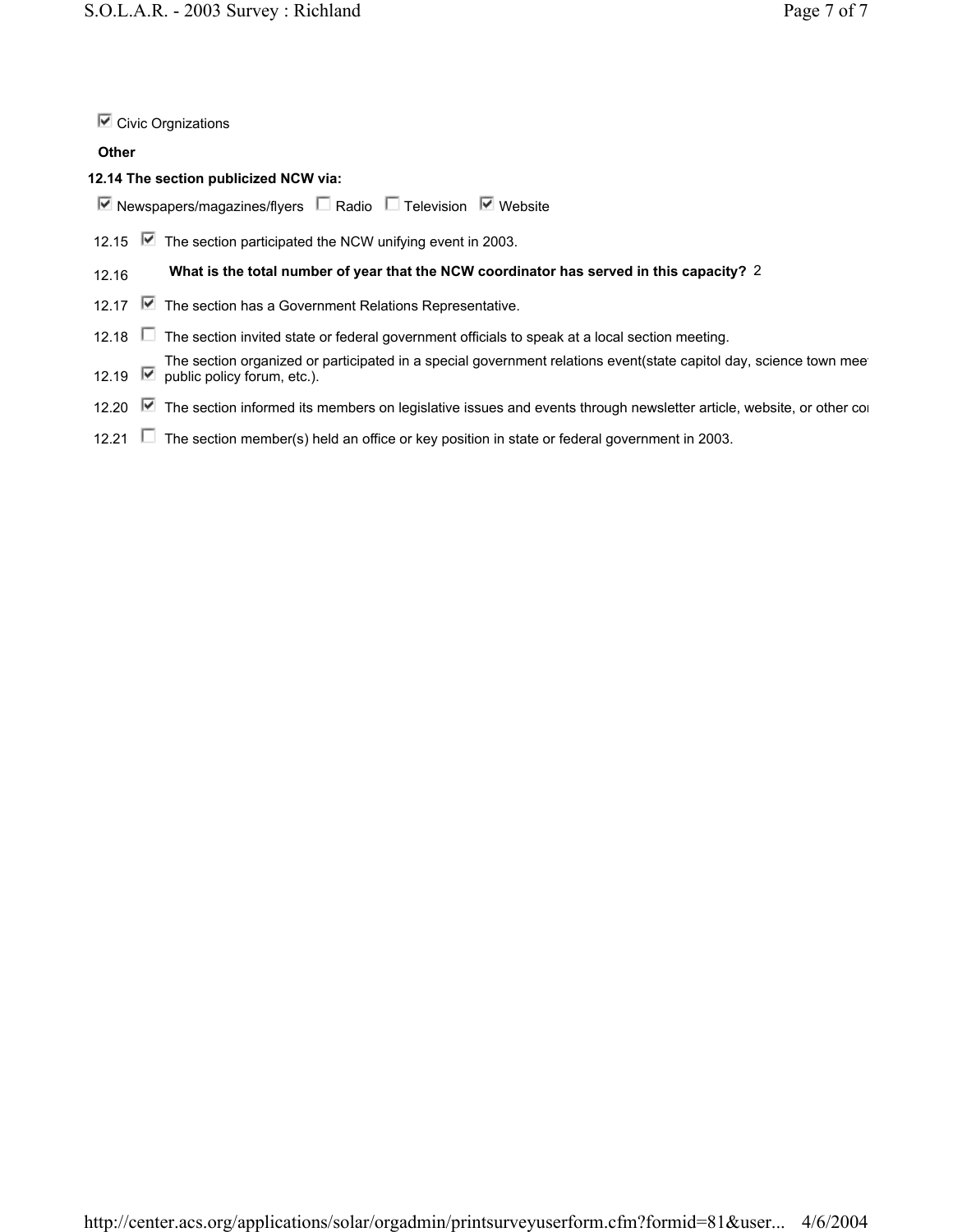☑ Civic Orgnizations

**Other**

**12.14 The section publicized NCW via:**

☑ Newspapers/magazines/flyers ☐ Radio ☐ Television ☑ Website

12.15 ☑ The section participated the NCW unifying event in 2003.

12.16 **What is the total number of year that the NCW coordinator has served in this capacity?** 2

12.17 ☑ The section has a Government Relations Representative.

12.18 ☐ The section invited state or federal government officials to speak at a local section meeting.

12.19 ☑ The section organized or participated in a special government relations event(state capitol day, science town mee public policy forum, etc.).

12.20 ☑ The section informed its members on legislative issues and events through newsletter article, website, or other co

12.21 ☐ The section member(s) held an office or key position in state or federal government in 2003.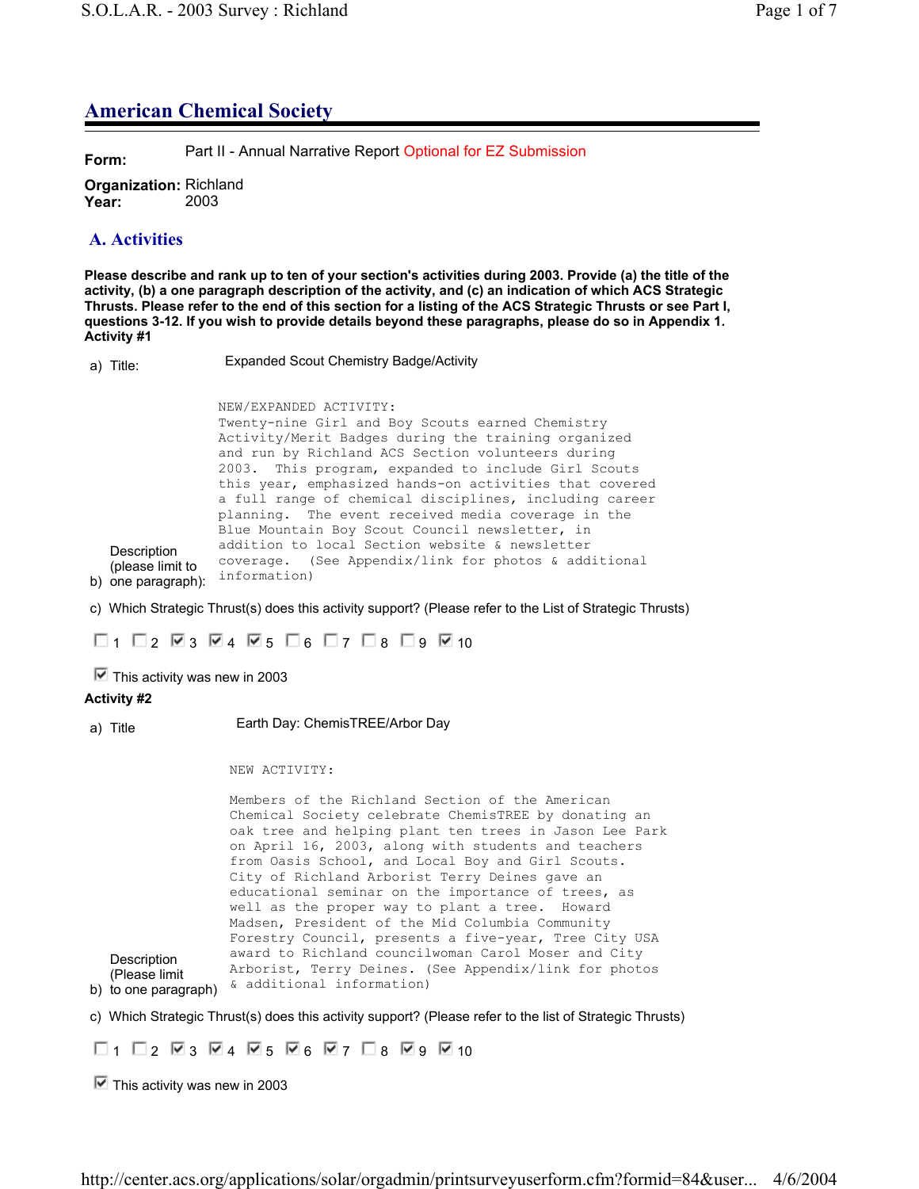# American Chemical Society

**Form:** Part II - Annual Narrative Report Optional for EZ Submission

**Organization:** Richland
**Year:** 2003

## A. Activities

**Please describe and rank up to ten of your section's activities during 2003. Provide (a) the title of the activity, (b) a one paragraph description of the activity, and (c) an indication of which ACS Strategic Thrusts. Please refer to the end of this section for a listing of the ACS Strategic Thrusts or see Part I, questions 3-12. If you wish to provide details beyond these paragraphs, please do so in Appendix 1.**

**Activity #1**

a) Title: Expanded Scout Chemistry Badge/Activity

b) Description (please limit to one paragraph):

NEW/EXPANDED ACTIVITY: Twenty-nine Girl and Boy Scouts earned Chemistry Activity/Merit Badges during the training organized and run by Richland ACS Section volunteers during 2003. This program, expanded to include Girl Scouts this year, emphasized hands-on activities that covered a full range of chemical disciplines, including career planning. The event received media coverage in the Blue Mountain Boy Scout Council newsletter, in addition to local Section website & newsletter coverage. (See Appendix/link for photos & additional information)

c) Which Strategic Thrust(s) does this activity support? (Please refer to the List of Strategic Thrusts)

☐ 1 ☐ 2 ☑ 3 ☑ 4 ☑ 5 ☐ 6 ☐ 7 ☐ 8 ☐ 9 ☑ 10

☑ This activity was new in 2003

**Activity #2**

a) Title: Earth Day: ChemisTREE/Arbor Day

b) Description (Please limit to one paragraph):

NEW ACTIVITY:

Members of the Richland Section of the American Chemical Society celebrate ChemisTREE by donating an oak tree and helping plant ten trees in Jason Lee Park on April 16, 2003, along with students and teachers from Oasis School, and Local Boy and Girl Scouts. City of Richland Arborist Terry Deines gave an educational seminar on the importance of trees, as well as the proper way to plant a tree. Howard Madsen, President of the Mid Columbia Community Forestry Council, presents a five-year, Tree City USA award to Richland councilwoman Carol Moser and City Arborist, Terry Deines. (See Appendix/link for photos & additional information)

c) Which Strategic Thrust(s) does this activity support? (Please refer to the list of Strategic Thrusts)

☐ 1 ☐ 2 ☑ 3 ☑ 4 ☑ 5 ☑ 6 ☑ 7 ☐ 8 ☑ 9 ☑ 10

☑ This activity was new in 2003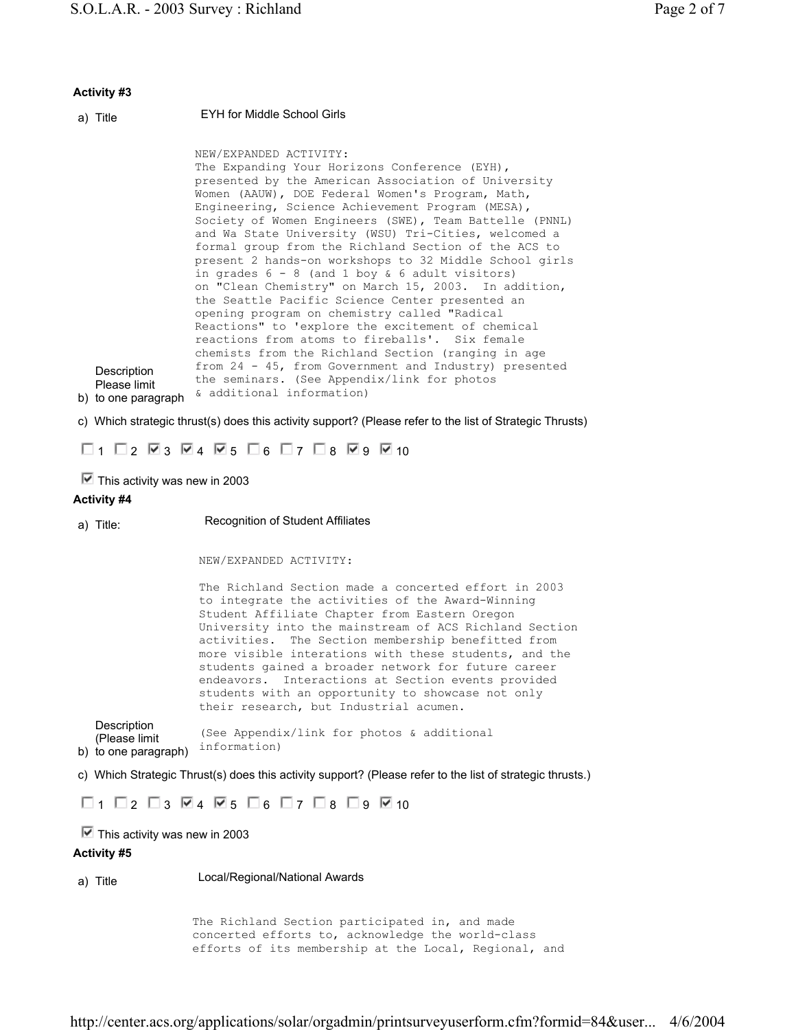**Activity #3**

a) Title: EYH for Middle School Girls

b) Description (Please limit to one paragraph):

NEW/EXPANDED ACTIVITY:
The Expanding Your Horizons Conference (EYH), presented by the American Association of University Women (AAUW), DOE Federal Women's Program, Math, Engineering, Science Achievement Program (MESA), Society of Women Engineers (SWE), Team Battelle (PNNL) and Wa State University (WSU) Tri-Cities, welcomed a formal group from the Richland Section of the ACS to present 2 hands-on workshops to 32 Middle School girls in grades 6 - 8 (and 1 boy & 6 adult visitors) on "Clean Chemistry" on March 15, 2003. In addition, the Seattle Pacific Science Center presented an opening program on chemistry called "Radical Reactions" to 'explore the excitement of chemical reactions from atoms to fireballs'. Six female chemists from the Richland Section (ranging in age from 24 - 45, from Government and Industry) presented the seminars. (See Appendix/link for photos & additional information)

c) Which strategic thrust(s) does this activity support? (Please refer to the list of Strategic Thrusts)

☐ 1 ☐ 2 ☑ 3 ☑ 4 ☑ 5 ☐ 6 ☐ 7 ☐ 8 ☑ 9 ☑ 10

☑ This activity was new in 2003

**Activity #4**

a) Title: Recognition of Student Affiliates

b) Description (Please limit to one paragraph):

NEW/EXPANDED ACTIVITY:

The Richland Section made a concerted effort in 2003 to integrate the activities of the Award-Winning Student Affiliate Chapter from Eastern Oregon University into the mainstream of ACS Richland Section activities. The Section membership benefitted from more visible interations with these students, and the students gained a broader network for future career endeavors. Interactions at Section events provided students with an opportunity to showcase not only their research, but Industrial acumen.

(See Appendix/link for photos & additional information)

c) Which Strategic Thrust(s) does this activity support? (Please refer to the list of strategic thrusts.)

☐ 1 ☐ 2 ☐ 3 ☑ 4 ☑ 5 ☐ 6 ☐ 7 ☐ 8 ☐ 9 ☑ 10

☑ This activity was new in 2003

**Activity #5**

a) Title: Local/Regional/National Awards

The Richland Section participated in, and made concerted efforts to, acknowledge the world-class efforts of its membership at the Local, Regional, and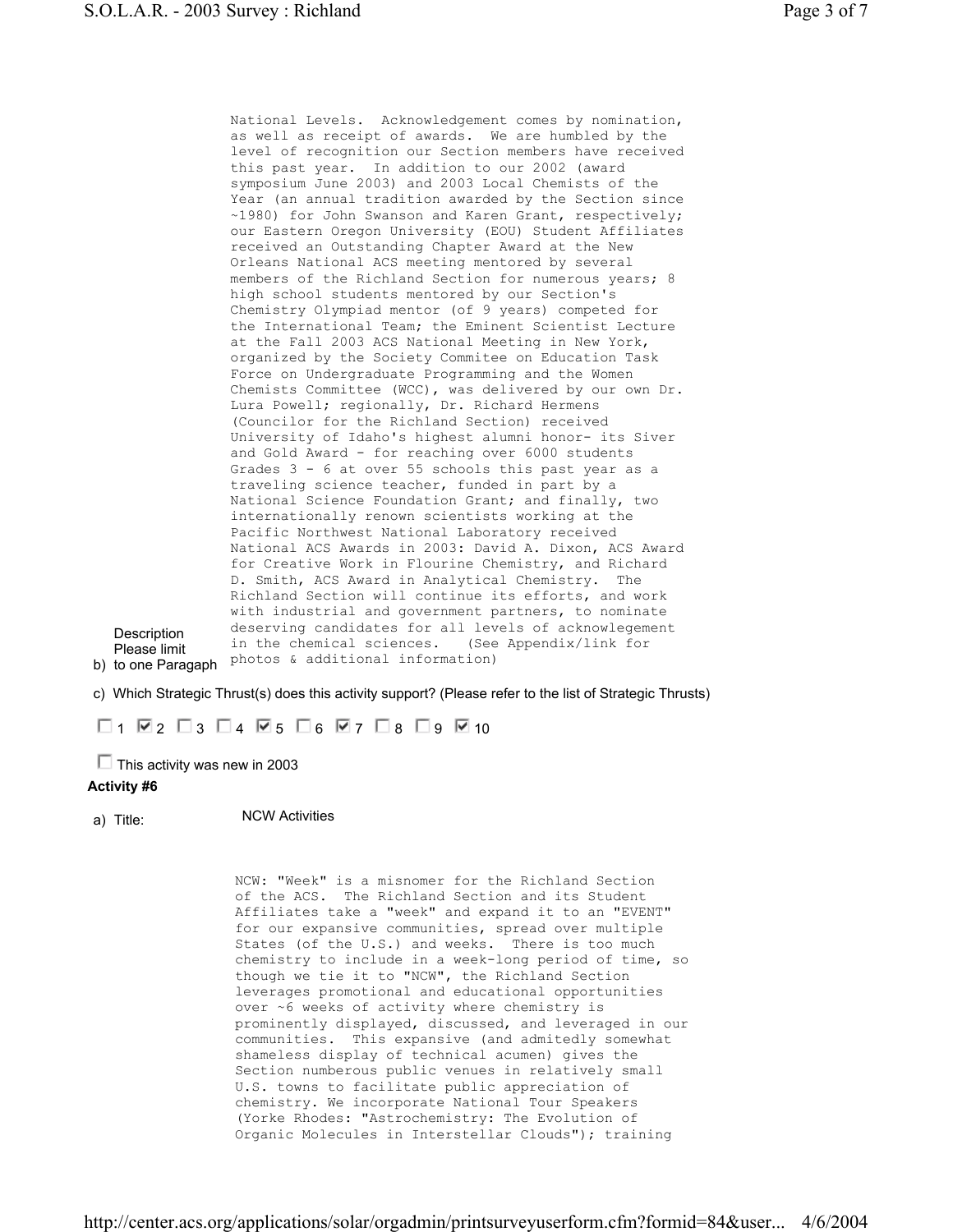National Levels. Acknowledgement comes by nomination, as well as receipt of awards. We are humbled by the level of recognition our Section members have received this past year. In addition to our 2002 (award symposium June 2003) and 2003 Local Chemists of the Year (an annual tradition awarded by the Section since ~1980) for John Swanson and Karen Grant, respectively; our Eastern Oregon University (EOU) Student Affiliates received an Outstanding Chapter Award at the New Orleans National ACS meeting mentored by several members of the Richland Section for numerous years; 8 high school students mentored by our Section's Chemistry Olympiad mentor (of 9 years) competed for the International Team; the Eminent Scientist Lecture at the Fall 2003 ACS National Meeting in New York, organized by the Society Commitee on Education Task Force on Undergraduate Programming and the Women Chemists Committee (WCC), was delivered by our own Dr. Lura Powell; regionally, Dr. Richard Hermens (Councilor for the Richland Section) received University of Idaho's highest alumni honor- its Siver and Gold Award - for reaching over 6000 students Grades 3 - 6 at over 55 schools this past year as a traveling science teacher, funded in part by a National Science Foundation Grant; and finally, two internationally renown scientists working at the Pacific Northwest National Laboratory received National ACS Awards in 2003: David A. Dixon, ACS Award for Creative Work in Flourine Chemistry, and Richard D. Smith, ACS Award in Analytical Chemistry. The Richland Section will continue its efforts, and work with industrial and government partners, to nominate deserving candidates for all levels of acknowlegement in the chemical sciences. (See Appendix/link for photos & additional information)

b) Description Please limit to one Paragaph

c) Which Strategic Thrust(s) does this activity support? (Please refer to the list of Strategic Thrusts)

☐ 1 ☑ 2 ☐ 3 ☐ 4 ☑ 5 ☐ 6 ☑ 7 ☐ 8 ☐ 9 ☑ 10

☐ This activity was new in 2003

**Activity #6**

a) Title: NCW Activities

NCW: "Week" is a misnomer for the Richland Section of the ACS. The Richland Section and its Student Affiliates take a "week" and expand it to an "EVENT" for our expansive communities, spread over multiple States (of the U.S.) and weeks. There is too much chemistry to include in a week-long period of time, so though we tie it to "NCW", the Richland Section leverages promotional and educational opportunities over ~6 weeks of activity where chemistry is prominently displayed, discussed, and leveraged in our communities. This expansive (and admitedly somewhat shameless display of technical acumen) gives the Section numberous public venues in relatively small U.S. towns to facilitate public appreciation of chemistry. We incorporate National Tour Speakers (Yorke Rhodes: "Astrochemistry: The Evolution of Organic Molecules in Interstellar Clouds"); training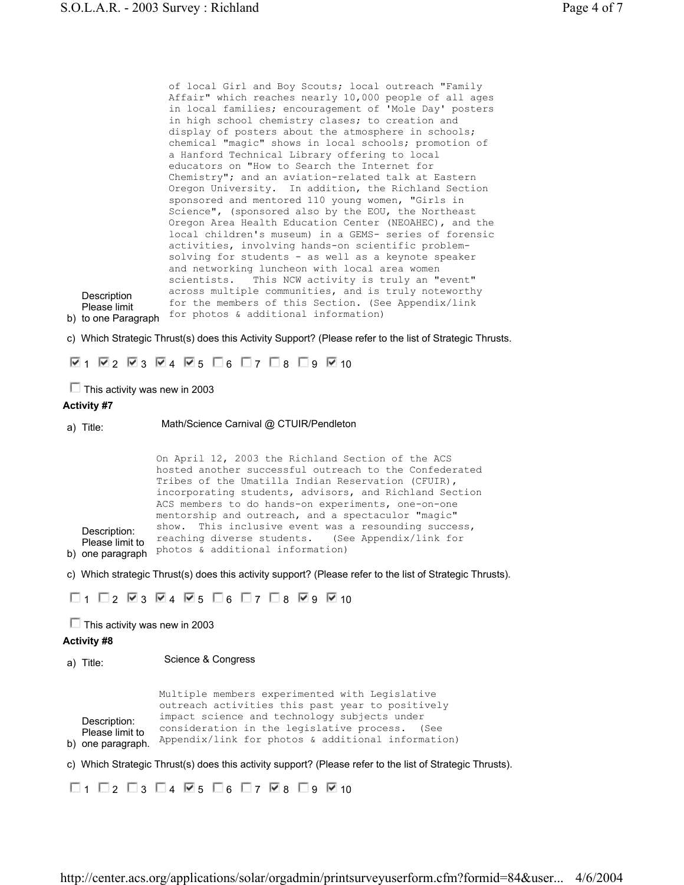b) Description Please limit to one Paragraph

of local Girl and Boy Scouts; local outreach "Family Affair" which reaches nearly 10,000 people of all ages in local families; encouragement of 'Mole Day' posters in high school chemistry clases; to creation and display of posters about the atmosphere in schools; chemical "magic" shows in local schools; promotion of a Hanford Technical Library offering to local educators on "How to Search the Internet for Chemistry"; and an aviation-related talk at Eastern Oregon University. In addition, the Richland Section sponsored and mentored 110 young women, "Girls in Science", (sponsored also by the EOU, the Northeast Oregon Area Health Education Center (NEOAHEC), and the local children's museum) in a GEMS- series of forensic activities, involving hands-on scientific problem-solving for students - as well as a keynote speaker and networking luncheon with local area women scientists. This NCW activity is truly an "event" across multiple communities, and is truly noteworthy for the members of this Section. (See Appendix/link for photos & additional information)

c) Which Strategic Thrust(s) does this Activity Support? (Please refer to the list of Strategic Thrusts.

☑ 1 ☑ 2 ☑ 3 ☑ 4 ☑ 5 ☐ 6 ☐ 7 ☐ 8 ☐ 9 ☑ 10

☐ This activity was new in 2003

**Activity #7**

a) Title: Math/Science Carnival @ CTUIR/Pendleton

b) Description: Please limit to one paragraph

On April 12, 2003 the Richland Section of the ACS hosted another successful outreach to the Confederated Tribes of the Umatilla Indian Reservation (CFUIR), incorporating students, advisors, and Richland Section ACS members to do hands-on experiments, one-on-one mentorship and outreach, and a spectaculor "magic" show. This inclusive event was a resounding success, reaching diverse students. (See Appendix/link for photos & additional information)

c) Which strategic Thrust(s) does this activity support? (Please refer to the list of Strategic Thrusts).

☐ 1 ☐ 2 ☑ 3 ☑ 4 ☑ 5 ☐ 6 ☐ 7 ☐ 8 ☑ 9 ☑ 10

☐ This activity was new in 2003

**Activity #8**

a) Title: Science & Congress

b) Description: Please limit to one paragraph.

Multiple members experimented with Legislative outreach activities this past year to positively impact science and technology subjects under consideration in the legislative process. (See Appendix/link for photos & additional information)

c) Which Strategic Thrust(s) does this activity support? (Please refer to the list of Strategic Thrusts).

☐ 1 ☐ 2 ☐ 3 ☐ 4 ☑ 5 ☐ 6 ☐ 7 ☑ 8 ☐ 9 ☑ 10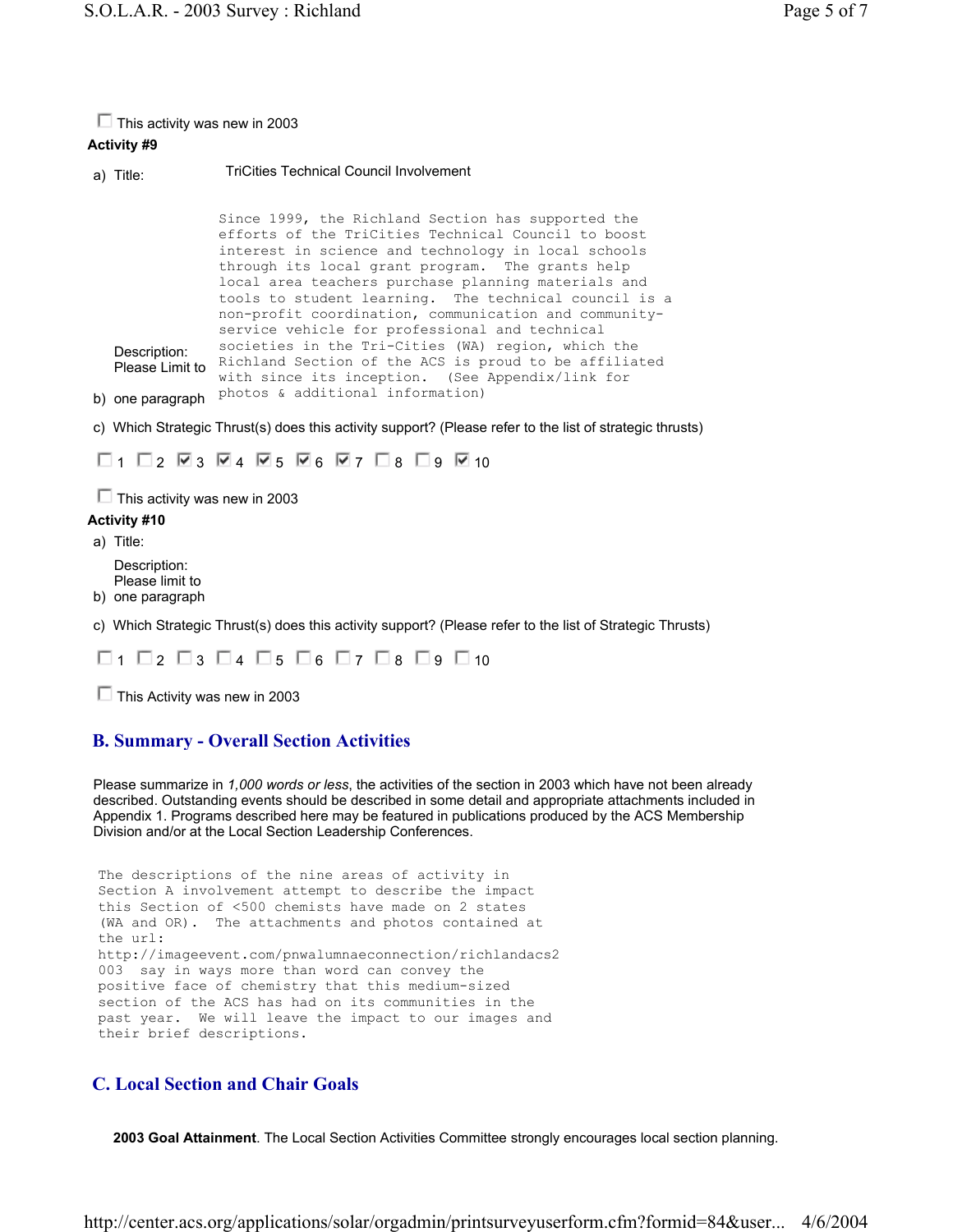☐ This activity was new in 2003

**Activity #9**

a) Title: TriCities Technical Council Involvement

b) Description: Please Limit to one paragraph

Since 1999, the Richland Section has supported the efforts of the TriCities Technical Council to boost interest in science and technology in local schools through its local grant program. The grants help local area teachers purchase planning materials and tools to student learning. The technical council is a non-profit coordination, communication and community-service vehicle for professional and technical societies in the Tri-Cities (WA) region, which the Richland Section of the ACS is proud to be affiliated with since its inception. (See Appendix/link for photos & additional information)

c) Which Strategic Thrust(s) does this activity support? (Please refer to the list of strategic thrusts)

☐ 1 ☐ 2 ☑ 3 ☑ 4 ☑ 5 ☑ 6 ☑ 7 ☐ 8 ☐ 9 ☑ 10

☐ This activity was new in 2003

**Activity #10**

a) Title:

b) Description: Please limit to one paragraph

c) Which Strategic Thrust(s) does this activity support? (Please refer to the list of Strategic Thrusts)

☐ 1 ☐ 2 ☐ 3 ☐ 4 ☐ 5 ☐ 6 ☐ 7 ☐ 8 ☐ 9 ☐ 10

☐ This Activity was new in 2003

## B. Summary - Overall Section Activities

Please summarize in *1,000 words or less*, the activities of the section in 2003 which have not been already described. Outstanding events should be described in some detail and appropriate attachments included in Appendix 1. Programs described here may be featured in publications produced by the ACS Membership Division and/or at the Local Section Leadership Conferences.

The descriptions of the nine areas of activity in Section A involvement attempt to describe the impact this Section of <500 chemists have made on 2 states (WA and OR). The attachments and photos contained at the url: http://imageevent.com/pnwalumnaeconnection/richlandacs2003 say in ways more than word can convey the positive face of chemistry that this medium-sized section of the ACS has had on its communities in the past year. We will leave the impact to our images and their brief descriptions.

## C. Local Section and Chair Goals

**2003 Goal Attainment**. The Local Section Activities Committee strongly encourages local section planning.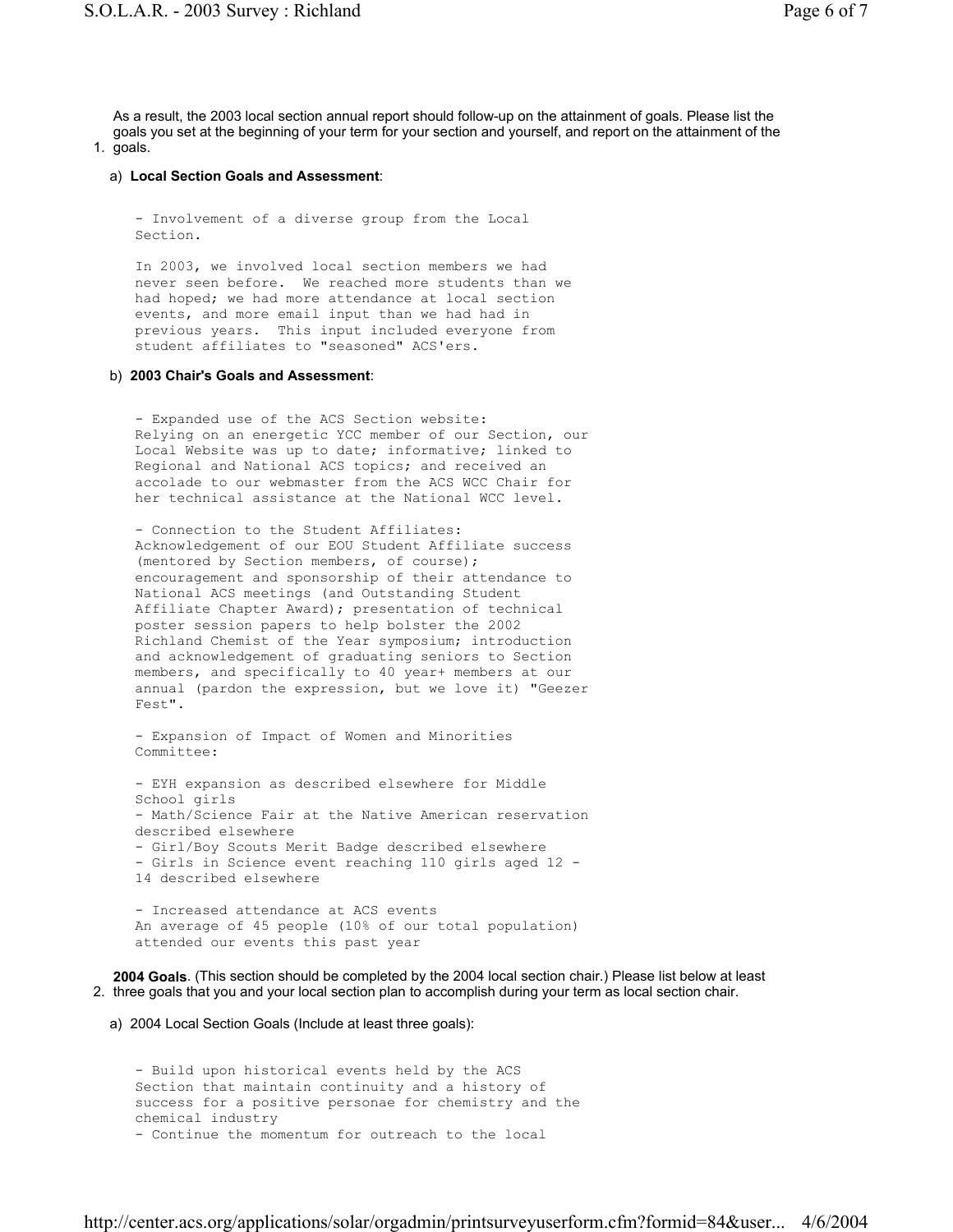1. As a result, the 2003 local section annual report should follow-up on the attainment of goals. Please list the goals you set at the beginning of your term for your section and yourself, and report on the attainment of the goals.

   a) **Local Section Goals and Assessment**:

   - Involvement of a diverse group from the Local Section.

   In 2003, we involved local section members we had never seen before. We reached more students than we had hoped; we had more attendance at local section events, and more email input than we had had in previous years. This input included everyone from student affiliates to "seasoned" ACS'ers.

   b) **2003 Chair's Goals and Assessment**:

   - Expanded use of the ACS Section website: Relying on an energetic YCC member of our Section, our Local Website was up to date; informative; linked to Regional and National ACS topics; and received an accolade to our webmaster from the ACS WCC Chair for her technical assistance at the National WCC level.

   - Connection to the Student Affiliates: Acknowledgement of our EOU Student Affiliate success (mentored by Section members, of course); encouragement and sponsorship of their attendance to National ACS meetings (and Outstanding Student Affiliate Chapter Award); presentation of technical poster session papers to help bolster the 2002 Richland Chemist of the Year symposium; introduction and acknowledgement of graduating seniors to Section members, and specifically to 40 year+ members at our annual (pardon the expression, but we love it) "Geezer Fest".

   - Expansion of Impact of Women and Minorities Committee:

   - EYH expansion as described elsewhere for Middle School girls
   - Math/Science Fair at the Native American reservation described elsewhere
   - Girl/Boy Scouts Merit Badge described elsewhere
   - Girls in Science event reaching 110 girls aged 12 - 14 described elsewhere

   - Increased attendance at ACS events
   An average of 45 people (10% of our total population) attended our events this past year

2. **2004 Goals**. (This section should be completed by the 2004 local section chair.) Please list below at least three goals that you and your local section plan to accomplish during your term as local section chair.

   a) 2004 Local Section Goals (Include at least three goals):

   - Build upon historical events held by the ACS Section that maintain continuity and a history of success for a positive personae for chemistry and the chemical industry
   - Continue the momentum for outreach to the local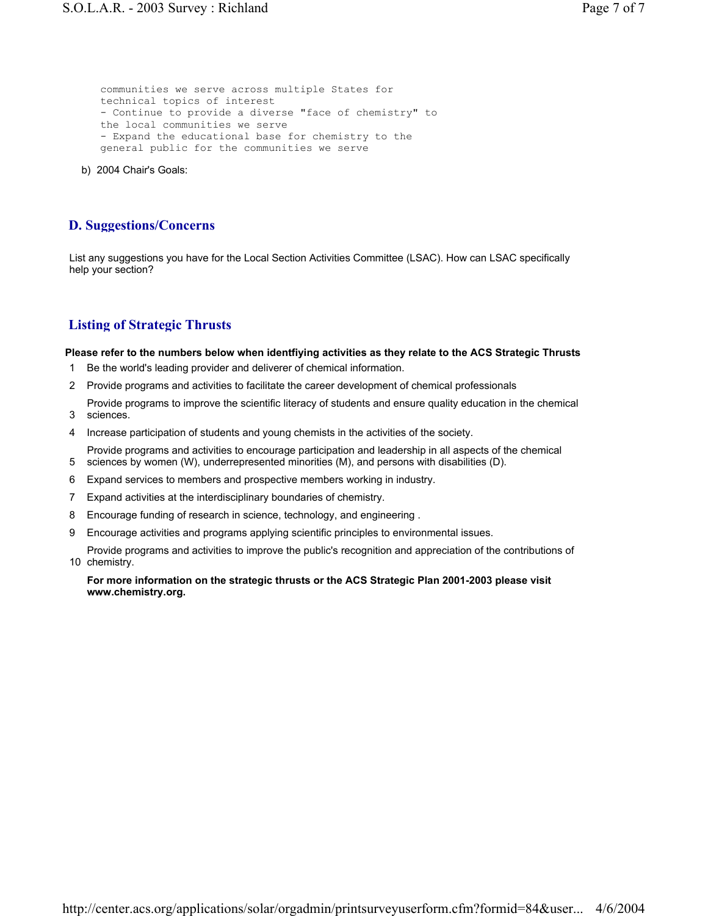communities we serve across multiple States for technical topics of interest
- Continue to provide a diverse "face of chemistry" to the local communities we serve
- Expand the educational base for chemistry to the general public for the communities we serve

b) 2004 Chair's Goals:

## D. Suggestions/Concerns

List any suggestions you have for the Local Section Activities Committee (LSAC). How can LSAC specifically help your section?

## Listing of Strategic Thrusts

**Please refer to the numbers below when identfiying activities as they relate to the ACS Strategic Thrusts**

1. Be the world's leading provider and deliverer of chemical information.
2. Provide programs and activities to facilitate the career development of chemical professionals
3. Provide programs to improve the scientific literacy of students and ensure quality education in the chemical sciences.
4. Increase participation of students and young chemists in the activities of the society.
5. Provide programs and activities to encourage participation and leadership in all aspects of the chemical sciences by women (W), underrepresented minorities (M), and persons with disabilities (D).
6. Expand services to members and prospective members working in industry.
7. Expand activities at the interdisciplinary boundaries of chemistry.
8. Encourage funding of research in science, technology, and engineering .
9. Encourage activities and programs applying scientific principles to environmental issues.
10. Provide programs and activities to improve the public's recognition and appreciation of the contributions of chemistry.

**For more information on the strategic thrusts or the ACS Strategic Plan 2001-2003 please visit www.chemistry.org.**